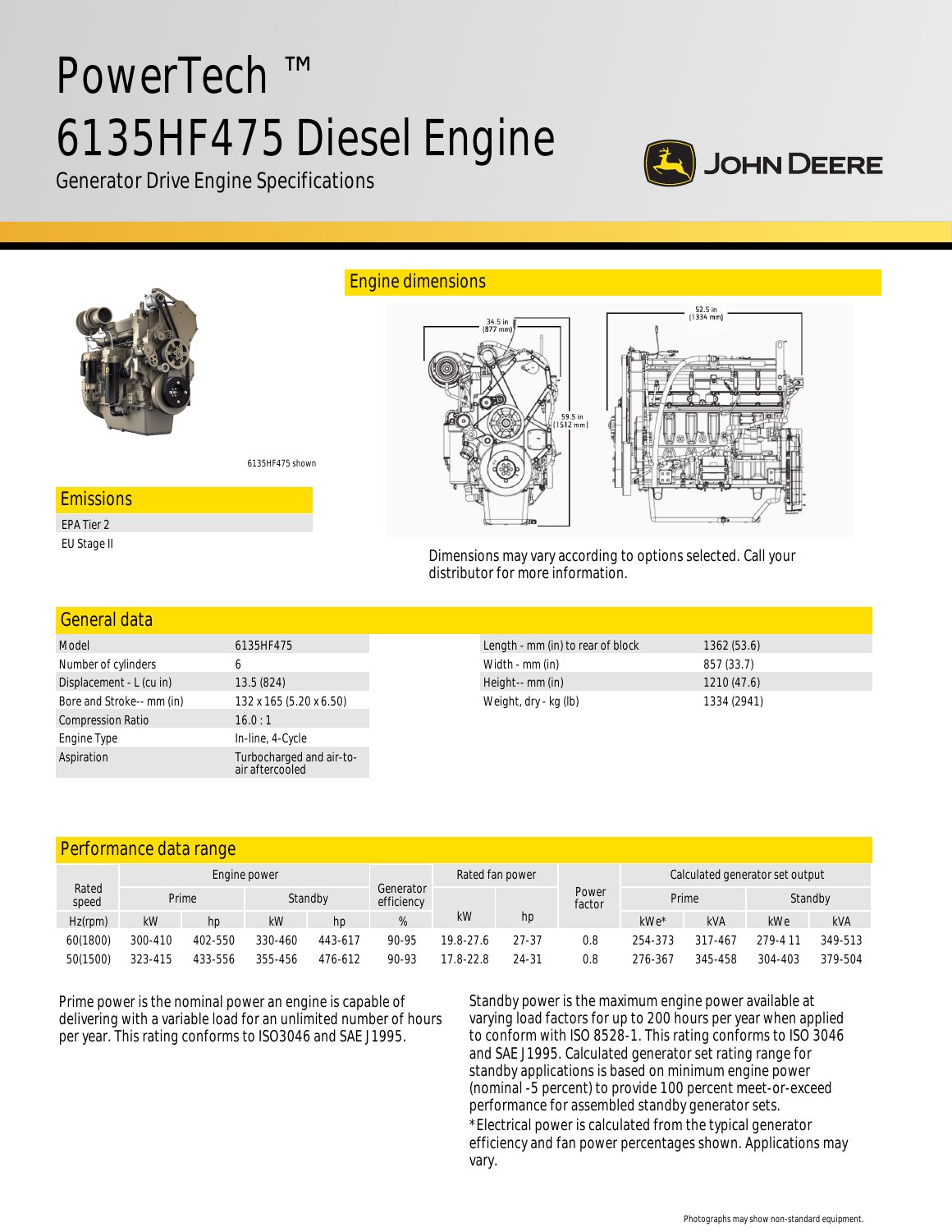# PowerTech ™ 6135HF475 Diesel Engine

Generator Drive Engine Specifications

6135HF475 shown

## Engine dimensions

34.5 in (877 mm)

59.5 in (1512 mm)

52.5 in (1334 mm)

Dimensions may vary according to options selected. Call your distributor for more information.

## Emissions

EPA Tier 2

EU Stage II

## General data

| | |
|---|---|
| Model | 6135HF475 |
| Number of cylinders | 6 |
| Displacement - L (cu in) | 13.5 (824) |
| Bore and Stroke-- mm (in) | 132 x 165 (5.20 x 6.50) |
| Compression Ratio | 16.0 : 1 |
| Engine Type | In-line, 4-Cycle |
| Aspiration | Turbocharged and air-to-air aftercooled |

| | |
|---|---|
| Length - mm (in) to rear of block | 1362 (53.6) |
| Width - mm (in) | 857 (33.7) |
| Height-- mm (in) | 1210 (47.6) |
| Weight, dry - kg (lb) | 1334 (2941) |

## Performance data range

| Rated speed | Engine power | | | | Generator efficiency | Rated fan power | | Power factor | Calculated generator set output | | | |
|---|---|---|---|---|---|---|---|---|---|---|---|---|
| | Prime | | Standby | | | | | | Prime | | Standby | |
| Hz(rpm) | kW | hp | kW | hp | % | kW | hp | | kWe* | kVA | kWe | kVA |
| 60(1800) | 300-410 | 402-550 | 330-460 | 443-617 | 90-95 | 19.8-27.6 | 27-37 | 0.8 | 254-373 | 317-467 | 279-4 11 | 349-513 |
| 50(1500) | 323-415 | 433-556 | 355-456 | 476-612 | 90-93 | 17.8-22.8 | 24-31 | 0.8 | 276-367 | 345-458 | 304-403 | 379-504 |

Prime power is the nominal power an engine is capable of delivering with a variable load for an unlimited number of hours per year. This rating conforms to ISO3046 and SAE J1995.

Standby power is the maximum engine power available at varying load factors for up to 200 hours per year when applied to conform with ISO 8528-1. This rating conforms to ISO 3046 and SAE J1995. Calculated generator set rating range for standby applications is based on minimum engine power (nominal -5 percent) to provide 100 percent meet-or-exceed performance for assembled standby generator sets.

*Electrical power is calculated from the typical generator efficiency and fan power percentages shown. Applications may vary.

Photographs may show non-standard equipment.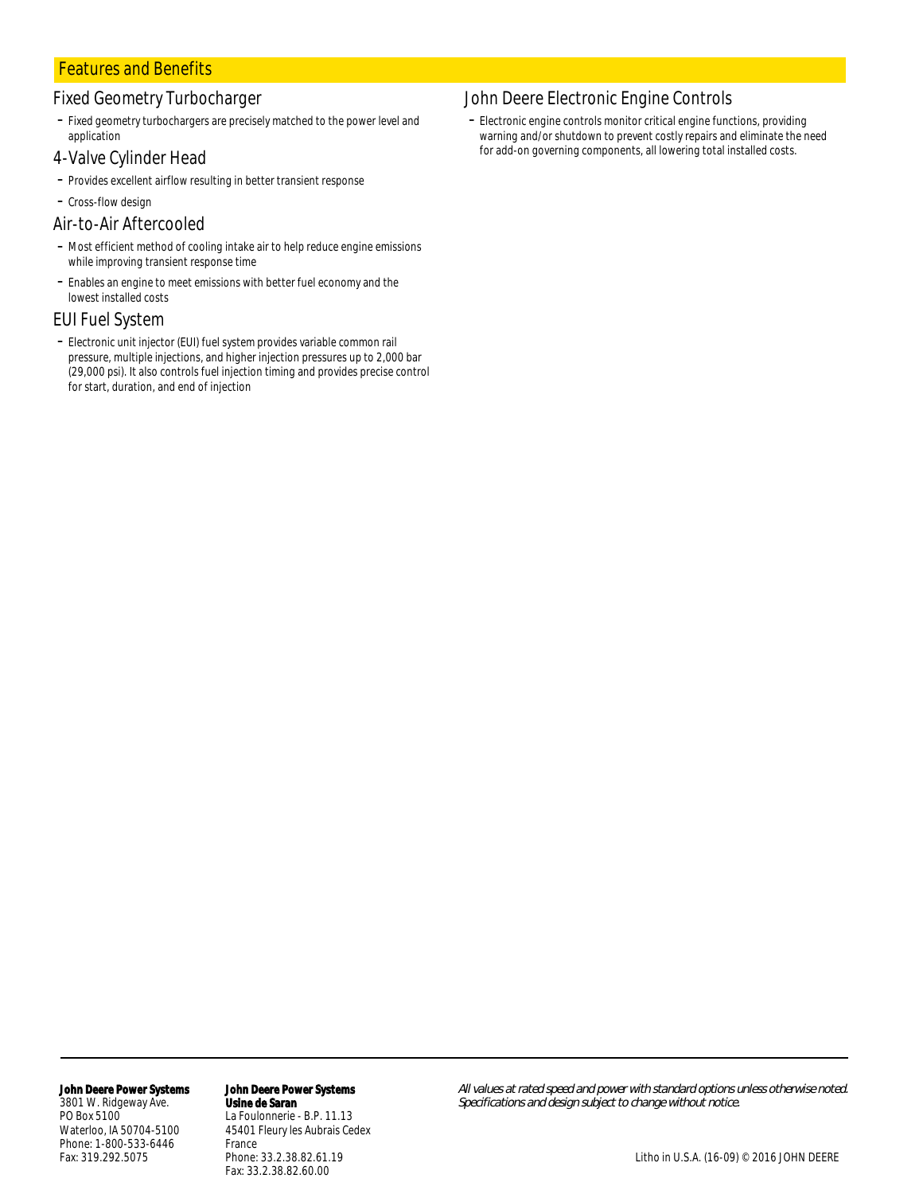## Features and Benefits

### Fixed Geometry Turbocharger

- Fixed geometry turbochargers are precisely matched to the power level and application

### 4-Valve Cylinder Head

- Provides excellent airflow resulting in better transient response
- Cross-flow design

### Air-to-Air Aftercooled

- Most efficient method of cooling intake air to help reduce engine emissions while improving transient response time
- Enables an engine to meet emissions with better fuel economy and the lowest installed costs

### EUI Fuel System

- Electronic unit injector (EUI) fuel system provides variable common rail pressure, multiple injections, and higher injection pressures up to 2,000 bar (29,000 psi). It also controls fuel injection timing and provides precise control for start, duration, and end of injection

### John Deere Electronic Engine Controls

- Electronic engine controls monitor critical engine functions, providing warning and/or shutdown to prevent costly repairs and eliminate the need for add-on governing components, all lowering total installed costs.

---

**John Deere Power Systems**
3801 W. Ridgeway Ave.
PO Box 5100
Waterloo, IA 50704-5100
Phone: 1-800-533-6446
Fax: 319.292.5075

**John Deere Power Systems**
**Usine de Saran**
La Foulonnerie - B.P. 11.13
45401 Fleury les Aubrais Cedex
France
Phone: 33.2.38.82.61.19
Fax: 33.2.38.82.60.00

*All values at rated speed and power with standard options unless otherwise noted. Specifications and design subject to change without notice.*

Litho in U.S.A. (16-09) © 2016 JOHN DEERE